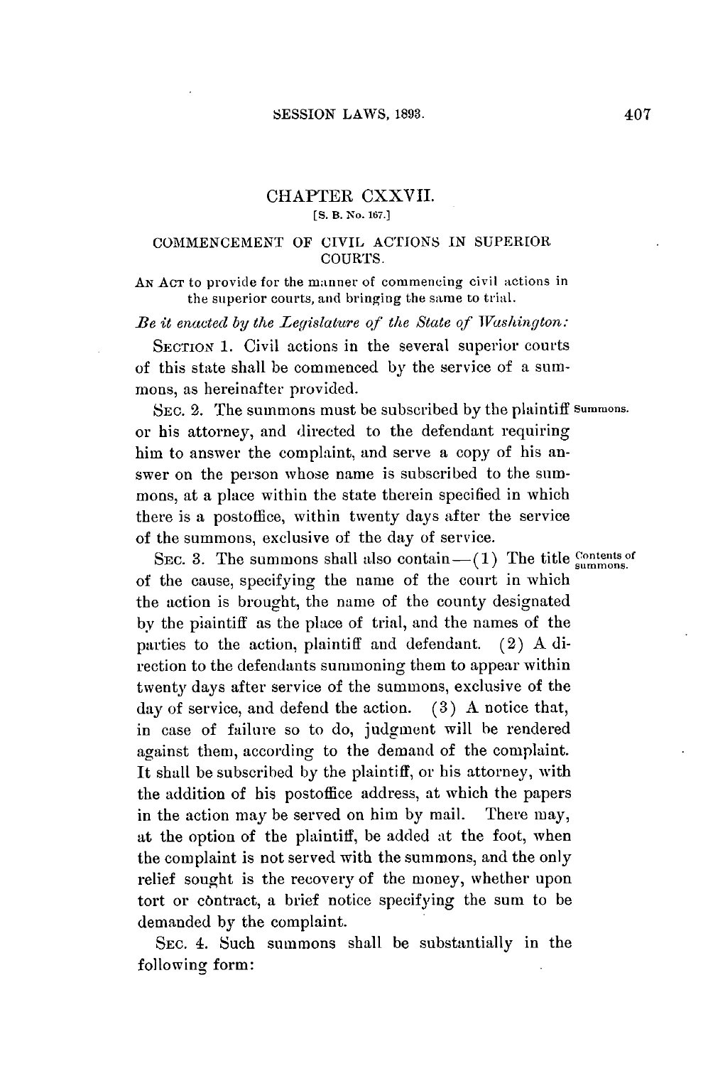# CHAPTER CXXVII.

[S. B. No. 167.]

## COMMENCEMENT OF CIVIL ACTIONS IN SUPERIOR COURTS.

AN ACT to provide for the manner of commencing civil actions in the superior courts, and bringing the same to trial.

*Be it enacted by the Legislature of the State of Washington:*

SECTION 1. Civil actions in the several superior courts of this state shall be commenced by the service of a summons, as hereinafter provided.

**Summons.** SEC. 2. The summons must be subscribed by the plaintiff or his attorney, and directed to the defendant requiring him to answer the complaint, and serve a copy of his answer on the person whose name is subscribed to the summons, at a place within the state therein specified in which there is a postoffice, within twenty days after the service of the summons, exclusive of the day of service.

**Contents of summons.** SEC. 3. The summons shall also contain—(1) The title of the cause, specifying the name of the court in which the action is brought, the name of the county designated by the plaintiff as the place of trial, and the names of the parties to the action, plaintiff and defendant. (2) A direction to the defendants summoning them to appear within twenty days after service of the summons, exclusive of the day of service, and defend the action. (3) A notice that, in case of failure so to do, judgment will be rendered against them, according to the demand of the complaint. It shall be subscribed by the plaintiff, or his attorney, with the addition of his postoffice address, at which the papers in the action may be served on him by mail. There may, at the option of the plaintiff, be added at the foot, when the complaint is not served with the summons, and the only relief sought is the recovery of the money, whether upon tort or cóntract, a brief notice specifying the sum to be demanded by the complaint.

SEC. 4. Such summons shall be substantially in the following form: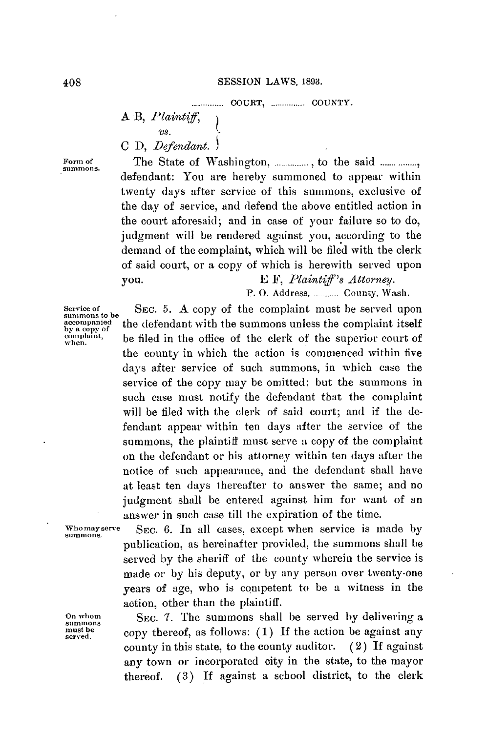.............. COURT, ............... COUNTY.

A B, *Plaintiff*,
*vs.*
C D, *Defendant.*

Form of summons.

The State of Washington, ..............., to the said ..........., defendant: You are hereby summoned to appear within twenty days after service of this summons, exclusive of the day of service, and defend the above entitled action in the court aforesaid; and in case of your failure so to do, judgment will be rendered against you, according to the demand of the complaint, which will be filed with the clerk of said court, or a copy of which is herewith served upon you. E F, *Plaintiff's Attorney.*

P. O. Address, ............ County, Wash.

Service of summons to be accompanied by a copy of complaint, when.

SEC. 5. A copy of the complaint must be served upon the defendant with the summons unless the complaint itself be filed in the office of the clerk of the superior court of the county in which the action is commenced within five days after service of such summons, in which case the service of the copy may be omitted; but the summons in such case must notify the defendant that the complaint will be filed with the clerk of said court; and if the defendant appear within ten days after the service of the summons, the plaintiff must serve a copy of the complaint on the defendant or his attorney within ten days after the notice of such appearance, and the defendant shall have at least ten days thereafter to answer the same; and no judgment shall be entered against him for want of an answer in such case till the expiration of the time.

Who may serve summons.

SEC. 6. In all cases, except when service is made by publication, as hereinafter provided, the summons shall be served by the sheriff of the county wherein the service is made or by his deputy, or by any person over twenty-one years of age, who is competent to be a witness in the action, other than the plaintiff.

On whom summons must be served.

SEC. 7. The summons shall be served by delivering a copy thereof, as follows: (1) If the action be against any county in this state, to the county auditor. (2) If against any town or incorporated city in the state, to the mayor thereof. (3) If against a school district, to the clerk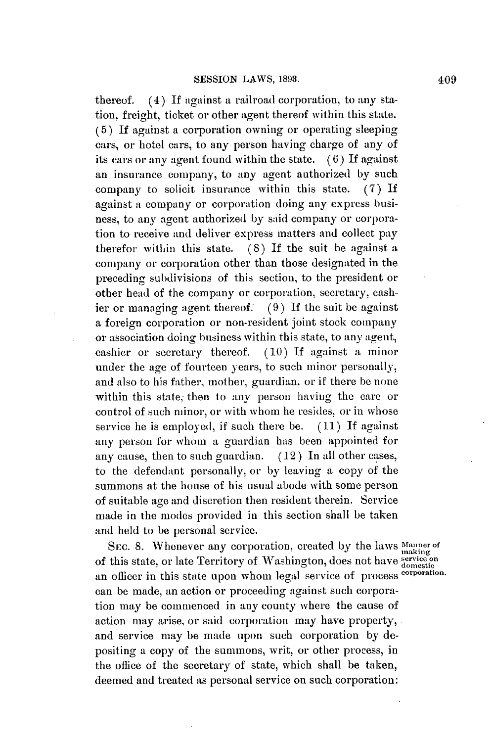thereof. (4) If against a railroad corporation, to any station, freight, ticket or other agent thereof within this state. (5) If against a corporation owning or operating sleeping cars, or hotel cars, to any person having charge of any of its cars or any agent found within the state. (6) If against an insurance company, to any agent authorized by such company to solicit insurance within this state. (7) If against a company or corporation doing any express business, to any agent authorized by said company or corporation to receive and deliver express matters and collect pay therefor within this state. (8) If the suit be against a company or corporation other than those designated in the preceding subdivisions of this section, to the president or other head of the company or corporation, secretary, cashier or managing agent thereof. (9) If the suit be against a foreign corporation or non-resident joint stock company or association doing business within this state, to any agent, cashier or secretary thereof. (10) If against a minor under the age of fourteen years, to such minor personally, and also to his father, mother, guardian, or if there be none within this state, then to any person having the care or control of such minor, or with whom he resides, or in whose service he is employed, if such there be. (11) If against any person for whom a guardian has been appointed for any cause, then to such guardian. (12) In all other cases, to the defendant personally, or by leaving a copy of the summons at the house of his usual abode with some person of suitable age and discretion then resident therein. Service made in the modes provided in this section shall be taken and held to be personal service.

*Manner of making service on domestic corporation.*

SEC. 8. Whenever any corporation, created by the laws of this state, or late Territory of Washington, does not have an officer in this state upon whom legal service of process can be made, an action or proceeding against such corporation may be commenced in any county where the cause of action may arise, or said corporation may have property, and service may be made upon such corporation by depositing a copy of the summons, writ, or other process, in the office of the secretary of state, which shall be taken, deemed and treated as personal service on such corporation: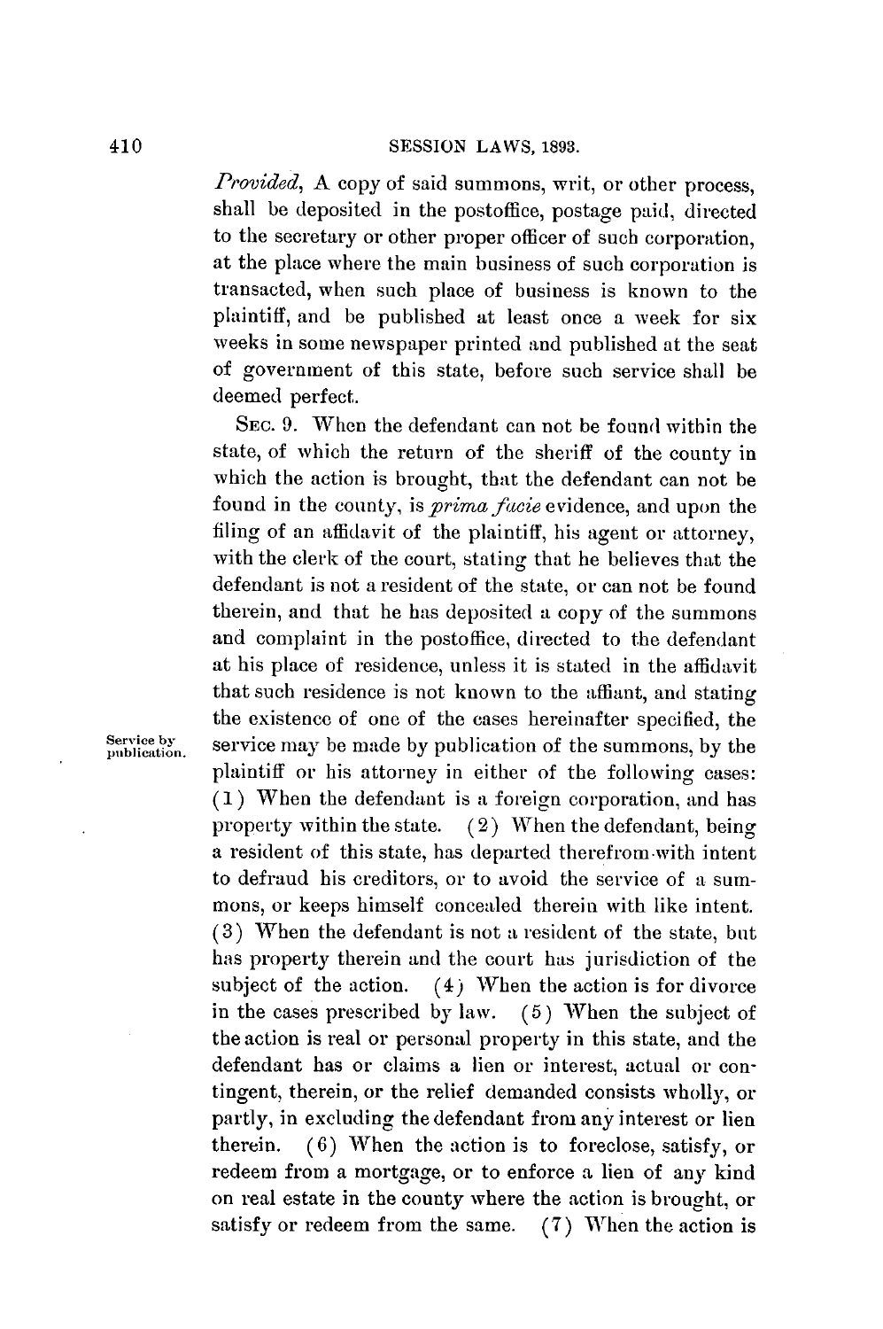*Provided*, A copy of said summons, writ, or other process, shall be deposited in the postoffice, postage paid, directed to the secretary or other proper officer of such corporation, at the place where the main business of such corporation is transacted, when such place of business is known to the plaintiff, and be published at least once a week for six weeks in some newspaper printed and published at the seat of government of this state, before such service shall be deemed perfect.

SEC. 9. When the defendant can not be found within the state, of which the return of the sheriff of the county in which the action is brought, that the defendant can not be found in the county, is *prima facie* evidence, and upon the filing of an affidavit of the plaintiff, his agent or attorney, with the clerk of the court, stating that he believes that the defendant is not a resident of the state, or can not be found therein, and that he has deposited a copy of the summons and complaint in the postoffice, directed to the defendant at his place of residence, unless it is stated in the affidavit that such residence is not known to the affiant, and stating the existence of one of the cases hereinafter specified, the service may be made by publication of the summons, by the plaintiff or his attorney in either of the following cases: (1) When the defendant is a foreign corporation, and has property within the state. (2) When the defendant, being a resident of this state, has departed therefrom with intent to defraud his creditors, or to avoid the service of a summons, or keeps himself concealed therein with like intent. (3) When the defendant is not a resident of the state, but has property therein and the court has jurisdiction of the subject of the action. (4) When the action is for divorce in the cases prescribed by law. (5) When the subject of the action is real or personal property in this state, and the defendant has or claims a lien or interest, actual or contingent, therein, or the relief demanded consists wholly, or partly, in excluding the defendant from any interest or lien therein. (6) When the action is to foreclose, satisfy, or redeem from a mortgage, or to enforce a lien of any kind on real estate in the county where the action is brought, or satisfy or redeem from the same. (7) When the action is

Service by publication.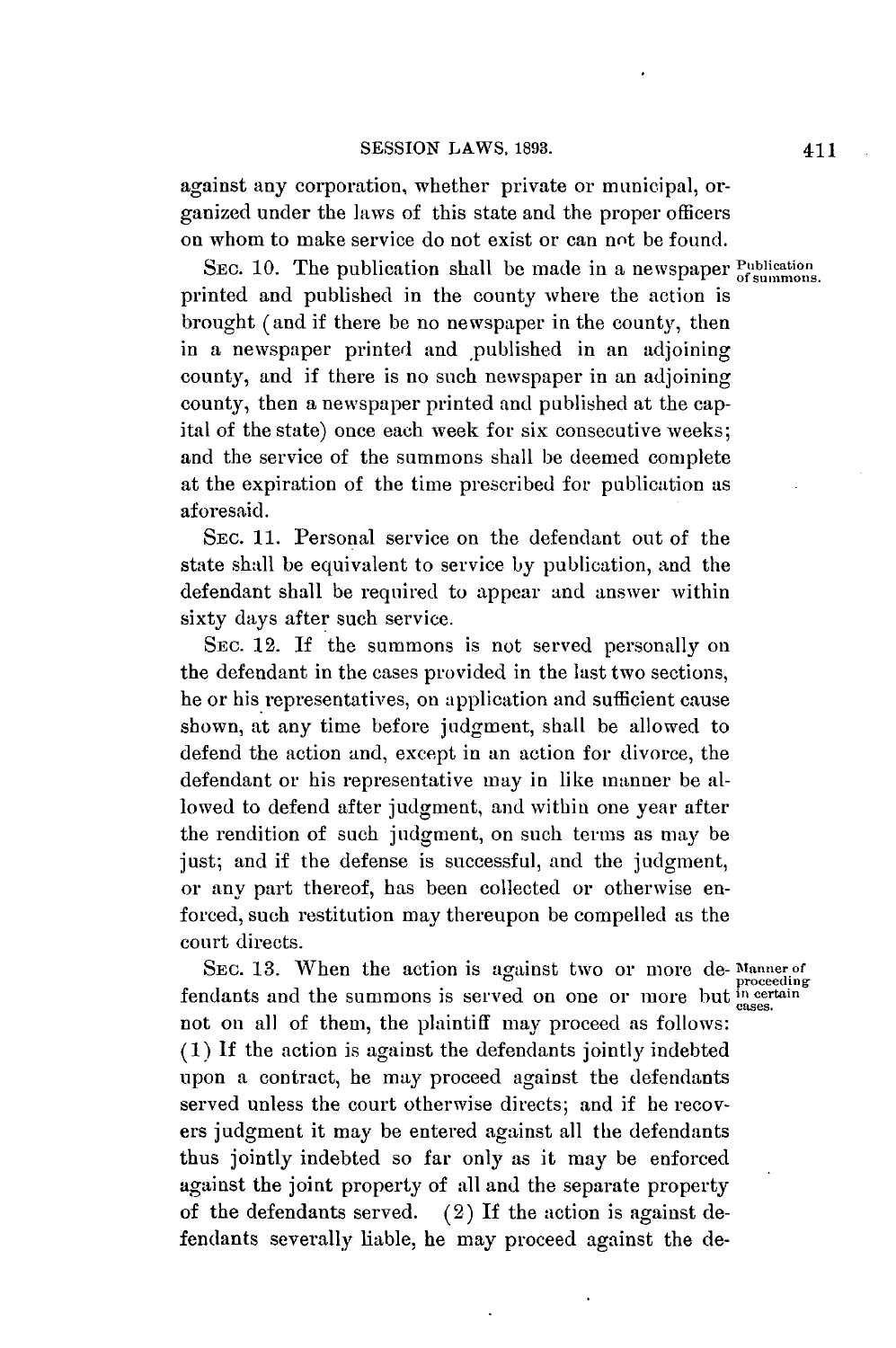against any corporation, whether private or municipal, organized under the laws of this state and the proper officers on whom to make service do not exist or can not be found.

SEC. 10. The publication shall be made in a newspaper printed and published in the county where the action is brought (and if there be no newspaper in the county, then in a newspaper printed and published in an adjoining county, and if there is no such newspaper in an adjoining county, then a newspaper printed and published at the capital of the state) once each week for six consecutive weeks; and the service of the summons shall be deemed complete at the expiration of the time prescribed for publication as aforesaid.

*Publication of summons.*

SEC. 11. Personal service on the defendant out of the state shall be equivalent to service by publication, and the defendant shall be required to appear and answer within sixty days after such service.

SEC. 12. If the summons is not served personally on the defendant in the cases provided in the last two sections, he or his representatives, on application and sufficient cause shown, at any time before judgment, shall be allowed to defend the action and, except in an action for divorce, the defendant or his representative may in like manner be allowed to defend after judgment, and within one year after the rendition of such judgment, on such terms as may be just; and if the defense is successful, and the judgment, or any part thereof, has been collected or otherwise enforced, such restitution may thereupon be compelled as the court directs.

SEC. 13. When the action is against two or more defendants and the summons is served on one or more but not on all of them, the plaintiff may proceed as follows: (1) If the action is against the defendants jointly indebted upon a contract, he may proceed against the defendants served unless the court otherwise directs; and if he recovers judgment it may be entered against all the defendants thus jointly indebted so far only as it may be enforced against the joint property of all and the separate property of the defendants served. (2) If the action is against defendants severally liable, he may proceed against the de-

*Manner of proceeding in certain cases.*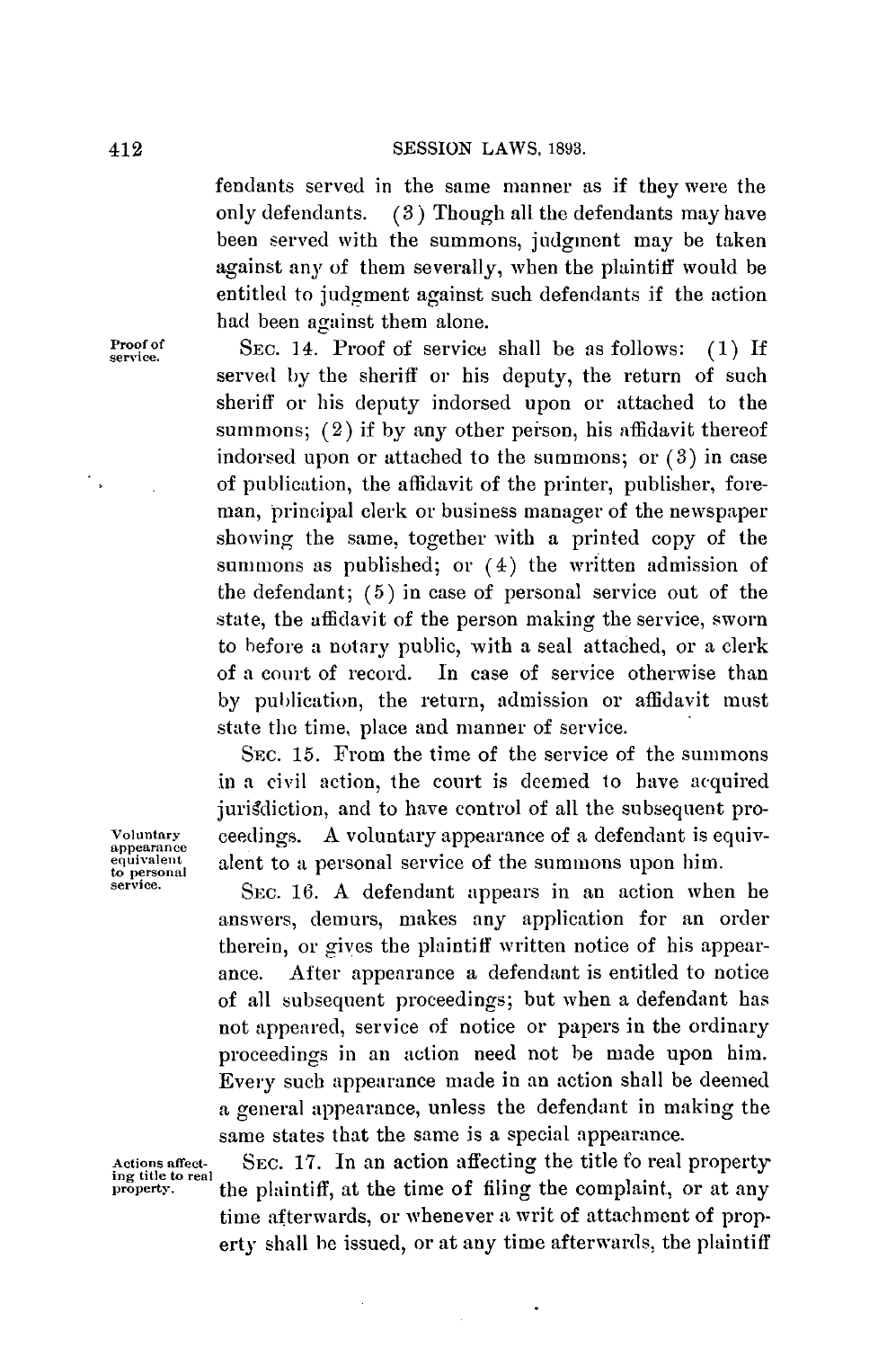fendants served in the same manner as if they were the only defendants. (3) Though all the defendants may have been served with the summons, judgment may be taken against any of them severally, when the plaintiff would be entitled to judgment against such defendants if the action had been against them alone.

Proof of service.

SEC. 14. Proof of service shall be as follows: (1) If served by the sheriff or his deputy, the return of such sheriff or his deputy indorsed upon or attached to the summons; (2) if by any other person, his affidavit thereof indorsed upon or attached to the summons; or (3) in case of publication, the affidavit of the printer, publisher, foreman, principal clerk or business manager of the newspaper showing the same, together with a printed copy of the summons as published; or (4) the written admission of the defendant; (5) in case of personal service out of the state, the affidavit of the person making the service, sworn to before a notary public, with a seal attached, or a clerk of a court of record. In case of service otherwise than by publication, the return, admission or affidavit must state the time, place and manner of service.

SEC. 15. From the time of the service of the summons in a civil action, the court is deemed to have acquired jurisdiction, and to have control of all the subsequent proceedings. A voluntary appearance of a defendant is equivalent to a personal service of the summons upon him.

Voluntary appearance equivalent to personal service.

SEC. 16. A defendant appears in an action when he answers, demurs, makes any application for an order therein, or gives the plaintiff written notice of his appearance. After appearance a defendant is entitled to notice of all subsequent proceedings; but when a defendant has not appeared, service of notice or papers in the ordinary proceedings in an action need not be made upon him. Every such appearance made in an action shall be deemed a general appearance, unless the defendant in making the same states that the same is a special appearance.

Actions affecting title to real property.

SEC. 17. In an action affecting the title to real property the plaintiff, at the time of filing the complaint, or at any time afterwards, or whenever a writ of attachment of property shall be issued, or at any time afterwards, the plaintiff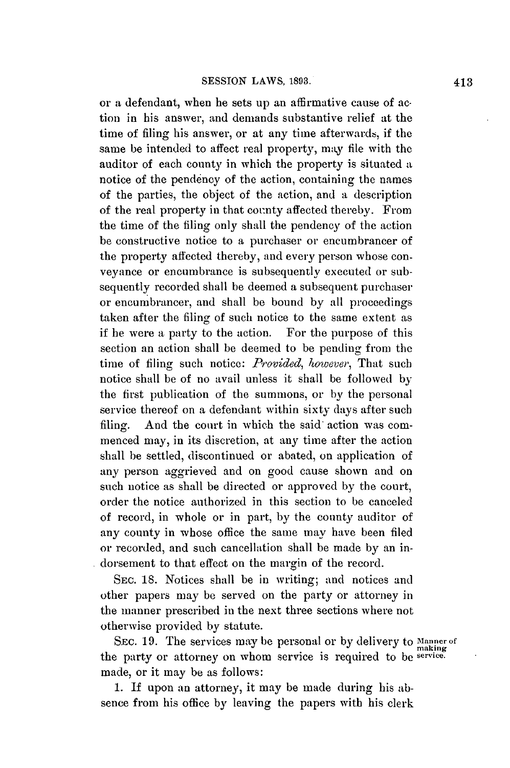or a defendant, when he sets up an affirmative cause of action in his answer, and demands substantive relief at the time of filing his answer, or at any time afterwards, if the same be intended to affect real property, may file with the auditor of each county in which the property is situated a notice of the pendency of the action, containing the names of the parties, the object of the action, and a description of the real property in that county affected thereby. From the time of the filing only shall the pendency of the action be constructive notice to a purchaser or encumbrancer of the property affected thereby, and every person whose conveyance or encumbrance is subsequently executed or subsequently recorded shall be deemed a subsequent purchaser or encumbrancer, and shall be bound by all proceedings taken after the filing of such notice to the same extent as if he were a party to the action. For the purpose of this section an action shall be deemed to be pending from the time of filing such notice: *Provided, however*, That such notice shall be of no avail unless it shall be followed by the first publication of the summons, or by the personal service thereof on a defendant within sixty days after such filing. And the court in which the said action was commenced may, in its discretion, at any time after the action shall be settled, discontinued or abated, on application of any person aggrieved and on good cause shown and on such notice as shall be directed or approved by the court, order the notice authorized in this section to be canceled of record, in whole or in part, by the county auditor of any county in whose office the same may have been filed or recorded, and such cancellation shall be made by an indorsement to that effect on the margin of the record.

SEC. 18. Notices shall be in writing; and notices and other papers may be served on the party or attorney in the manner prescribed in the next three sections where not otherwise provided by statute.

SEC. 19. The services may be personal or by delivery to the party or attorney on whom service is required to be made, or it may be as follows: *Manner of making service.*

1. If upon an attorney, it may be made during his absence from his office by leaving the papers with his clerk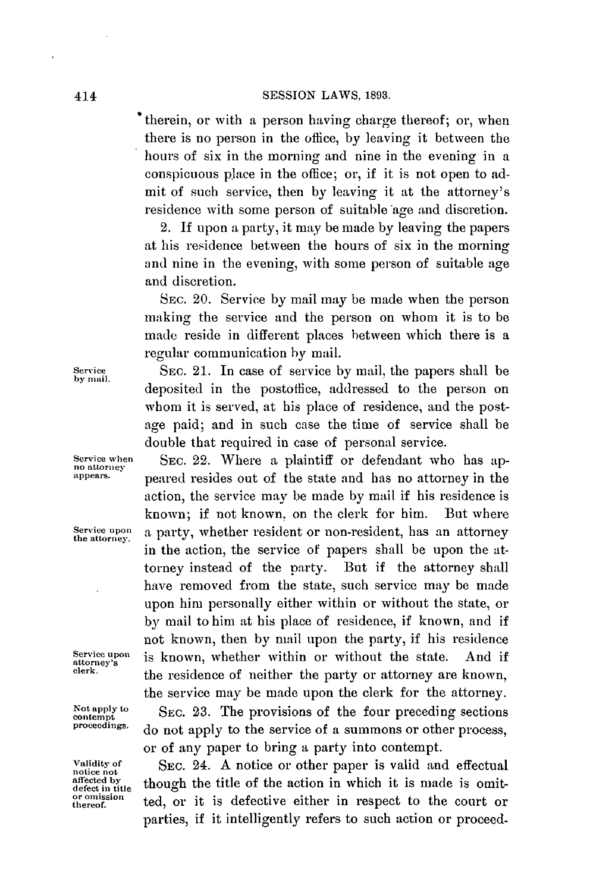therein, or with a person having charge thereof; or, when there is no person in the office, by leaving it between the hours of six in the morning and nine in the evening in a conspicuous place in the office; or, if it is not open to admit of such service, then by leaving it at the attorney's residence with some person of suitable age and discretion.

2. If upon a party, it may be made by leaving the papers at his residence between the hours of six in the morning and nine in the evening, with some person of suitable age and discretion.

SEC. 20. Service by mail may be made when the person making the service and the person on whom it is to be made reside in different places between which there is a regular communication by mail.

*Service by mail.*

SEC. 21. In case of service by mail, the papers shall be deposited in the postoffice, addressed to the person on whom it is served, at his place of residence, and the postage paid; and in such case the time of service shall be double that required in case of personal service.

*Service when no attorney appears.*

SEC. 22. Where a plaintiff or defendant who has appeared resides out of the state and has no attorney in the action, the service may be made by mail if his residence is known; if not known, on the clerk for him. But where a party, whether resident or non-resident, has an attorney in the action, the service of papers shall be upon the attorney instead of the party. But if the attorney shall have removed from the state, such service may be made upon him personally either within or without the state, or by mail to him at his place of residence, if known, and if not known, then by mail upon the party, if his residence is known, whether within or without the state. And if the residence of neither the party or attorney are known, the service may be made upon the clerk for the attorney.

*Service upon the attorney.*

*Service upon attorney's clerk.*

*Not apply to contempt proceedings.*

SEC. 23. The provisions of the four preceding sections do not apply to the service of a summons or other process, or of any paper to bring a party into contempt.

*Validity of notice not affected by defect in title or omission thereof.*

SEC. 24. A notice or other paper is valid and effectual though the title of the action in which it is made is omitted, or it is defective either in respect to the court or parties, if it intelligently refers to such action or proceed-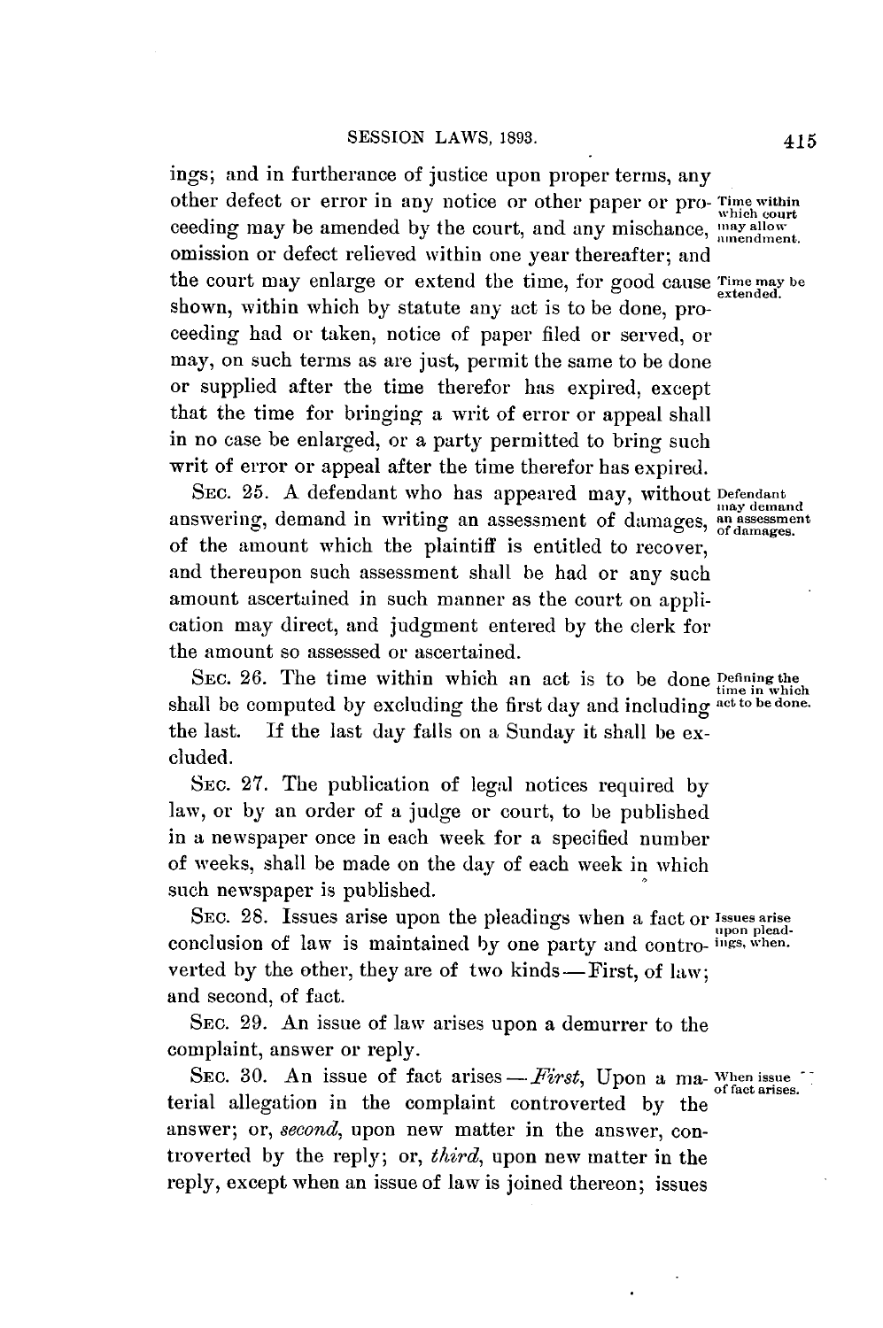ings; and in furtherance of justice upon proper terms, any other defect or error in any notice or other paper or proceeding may be amended by the court, and any mischance, omission or defect relieved within one year thereafter; and the court may enlarge or extend the time, for good cause shown, within which by statute any act is to be done, proceeding had or taken, notice of paper filed or served, or may, on such terms as are just, permit the same to be done or supplied after the time therefor has expired, except that the time for bringing a writ of error or appeal shall in no case be enlarged, or a party permitted to bring such writ of error or appeal after the time therefor has expired.

*Time within which court may allow amendment.*

*Time may be extended.*

SEC. 25. A defendant who has appeared may, without answering, demand in writing an assessment of damages, of the amount which the plaintiff is entitled to recover, and thereupon such assessment shall be had or any such amount ascertained in such manner as the court on application may direct, and judgment entered by the clerk for the amount so assessed or ascertained.

*Defendant may demand an assessment of damages.*

SEC. 26. The time within which an act is to be done shall be computed by excluding the first day and including the last. If the last day falls on a Sunday it shall be excluded.

*Defining the time in which act to be done.*

SEC. 27. The publication of legal notices required by law, or by an order of a judge or court, to be published in a newspaper once in each week for a specified number of weeks, shall be made on the day of each week in which such newspaper is published.

SEC. 28. Issues arise upon the pleadings when a fact or conclusion of law is maintained by one party and controverted by the other, they are of two kinds—First, of law; and second, of fact.

*Issues arise upon pleadings, when.*

SEC. 29. An issue of law arises upon a demurrer to the complaint, answer or reply.

SEC. 30. An issue of fact arises—*First*, Upon a material allegation in the complaint controverted by the answer; or, *second*, upon new matter in the answer, controverted by the reply; or, *third*, upon new matter in the reply, except when an issue of law is joined thereon; issues

*When issue of fact arises.*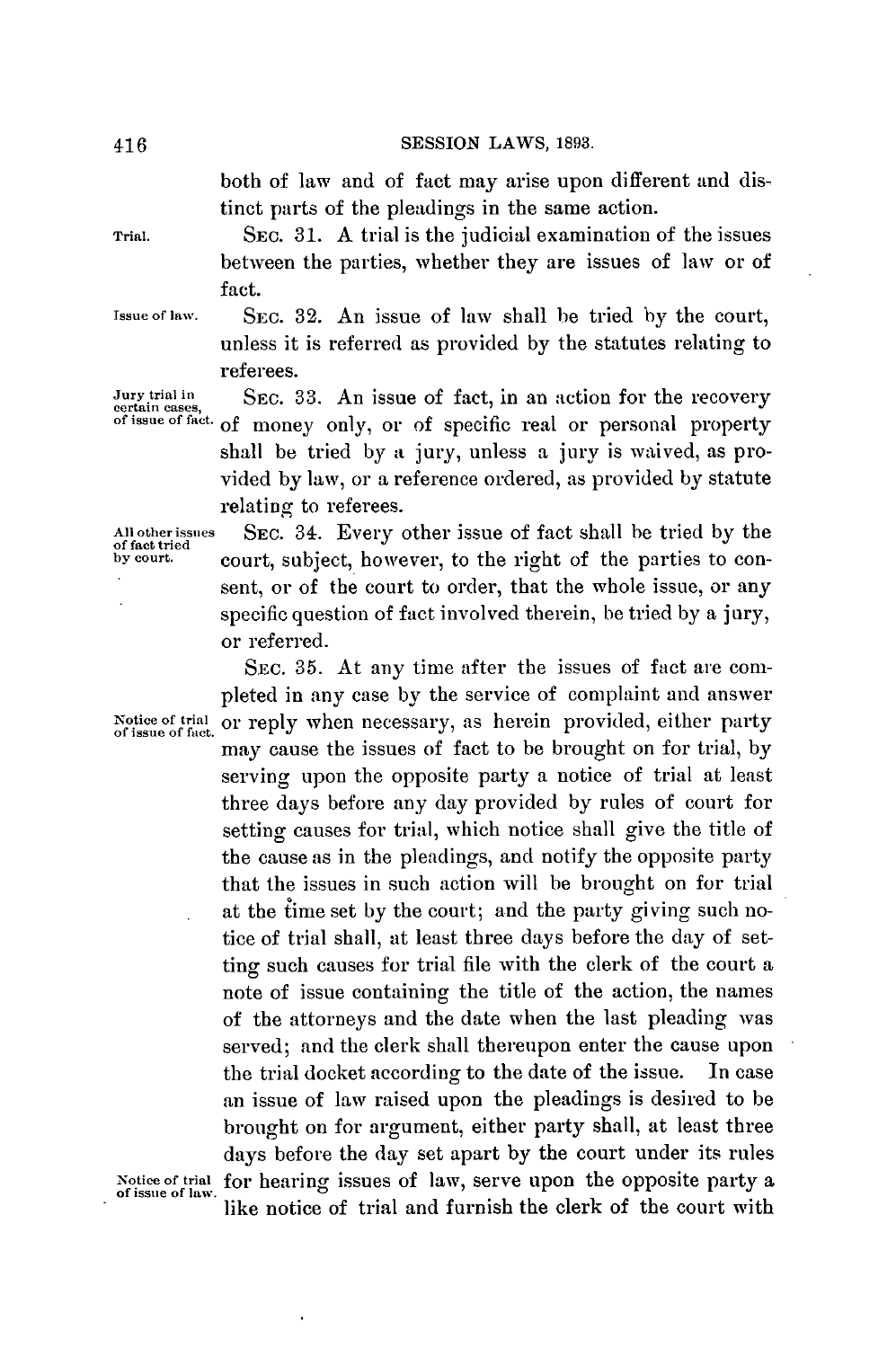both of law and of fact may arise upon different and distinct parts of the pleadings in the same action.

Trial. SEC. 31. A trial is the judicial examination of the issues between the parties, whether they are issues of law or of fact.

Issue of law. SEC. 32. An issue of law shall be tried by the court, unless it is referred as provided by the statutes relating to referees.

Jury trial in certain cases, of issue of fact. SEC. 33. An issue of fact, in an action for the recovery of money only, or of specific real or personal property shall be tried by a jury, unless a jury is waived, as provided by law, or a reference ordered, as provided by statute relating to referees.

All other issues of fact tried by court. SEC. 34. Every other issue of fact shall be tried by the court, subject, however, to the right of the parties to consent, or of the court to order, that the whole issue, or any specific question of fact involved therein, be tried by a jury, or referred.

Notice of trial of issue of fact. SEC. 35. At any time after the issues of fact are completed in any case by the service of complaint and answer or reply when necessary, as herein provided, either party may cause the issues of fact to be brought on for trial, by serving upon the opposite party a notice of trial at least three days before any day provided by rules of court for setting causes for trial, which notice shall give the title of the cause as in the pleadings, and notify the opposite party that the issues in such action will be brought on for trial at the time set by the court; and the party giving such notice of trial shall, at least three days before the day of setting such causes for trial file with the clerk of the court a note of issue containing the title of the action, the names of the attorneys and the date when the last pleading was served; and the clerk shall thereupon enter the cause upon the trial docket according to the date of the issue. In case an issue of law raised upon the pleadings is desired to be brought on for argument, either party shall, at least three days before the day set apart by the court under its rules for hearing issues of law, serve upon the opposite party a like notice of trial and furnish the clerk of the court with

Notice of trial of issue of law.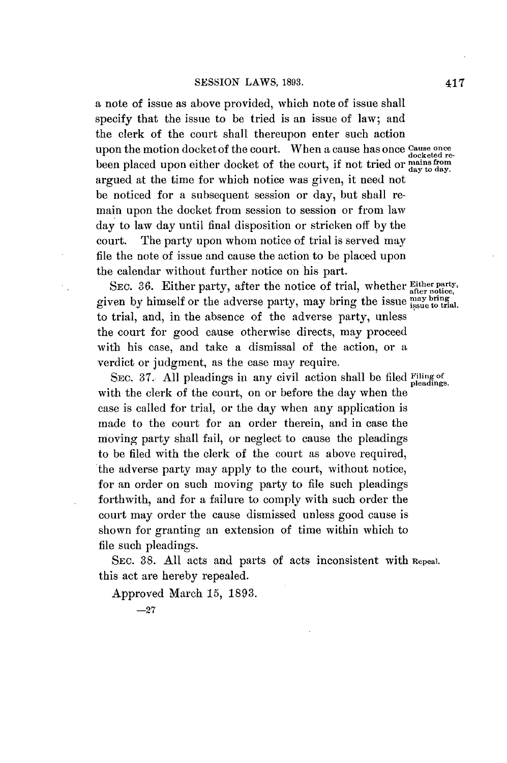a note of issue as above provided, which note of issue shall specify that the issue to be tried is an issue of law; and the clerk of the court shall thereupon enter such action upon the motion docket of the court. When a cause has once been placed upon either docket of the court, if not tried or argued at the time for which notice was given, it need not be noticed for a subsequent session or day, but shall remain upon the docket from session to session or from law day to law day until final disposition or stricken off by the court. The party upon whom notice of trial is served may file the note of issue and cause the action to be placed upon the calendar without further notice on his part.

*Cause once docketed remains from day to day.*

SEC. 36. Either party, after the notice of trial, whether given by himself or the adverse party, may bring the issue to trial, and, in the absence of the adverse party, unless the court for good cause otherwise directs, may proceed with his case, and take a dismissal of the action, or a verdict or judgment, as the case may require.

*Either party, after notice, may bring issue to trial.*

SEC. 37. All pleadings in any civil action shall be filed with the clerk of the court, on or before the day when the case is called for trial, or the day when any application is made to the court for an order therein, and in case the moving party shall fail, or neglect to cause the pleadings to be filed with the clerk of the court as above required, the adverse party may apply to the court, without notice, for an order on such moving party to file such pleadings forthwith, and for a failure to comply with such order the court may order the cause dismissed unless good cause is shown for granting an extension of time within which to file such pleadings.

*Filing of pleadings.*

SEC. 38. All acts and parts of acts inconsistent with this act are hereby repealed.

*Repeal.*

Approved March 15, 1893.